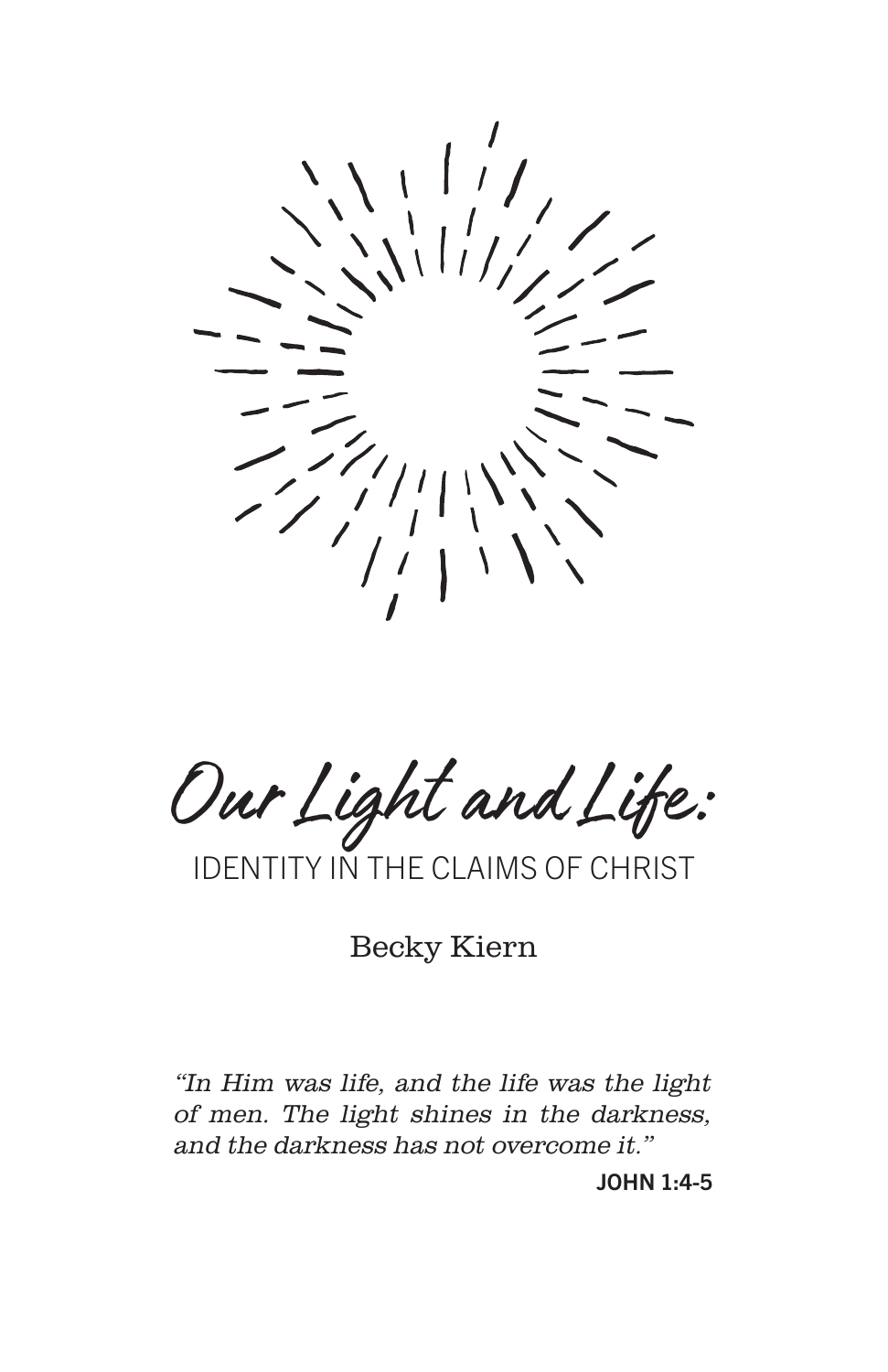# Our Light and Life:

## IDENTITY IN THE CLAIMS OF CHRIST

Becky Kiern

*"In Him was life, and the life was the light of men. The light shines in the darkness, and the darkness has not overcome it."*

**JOHN 1:4-5**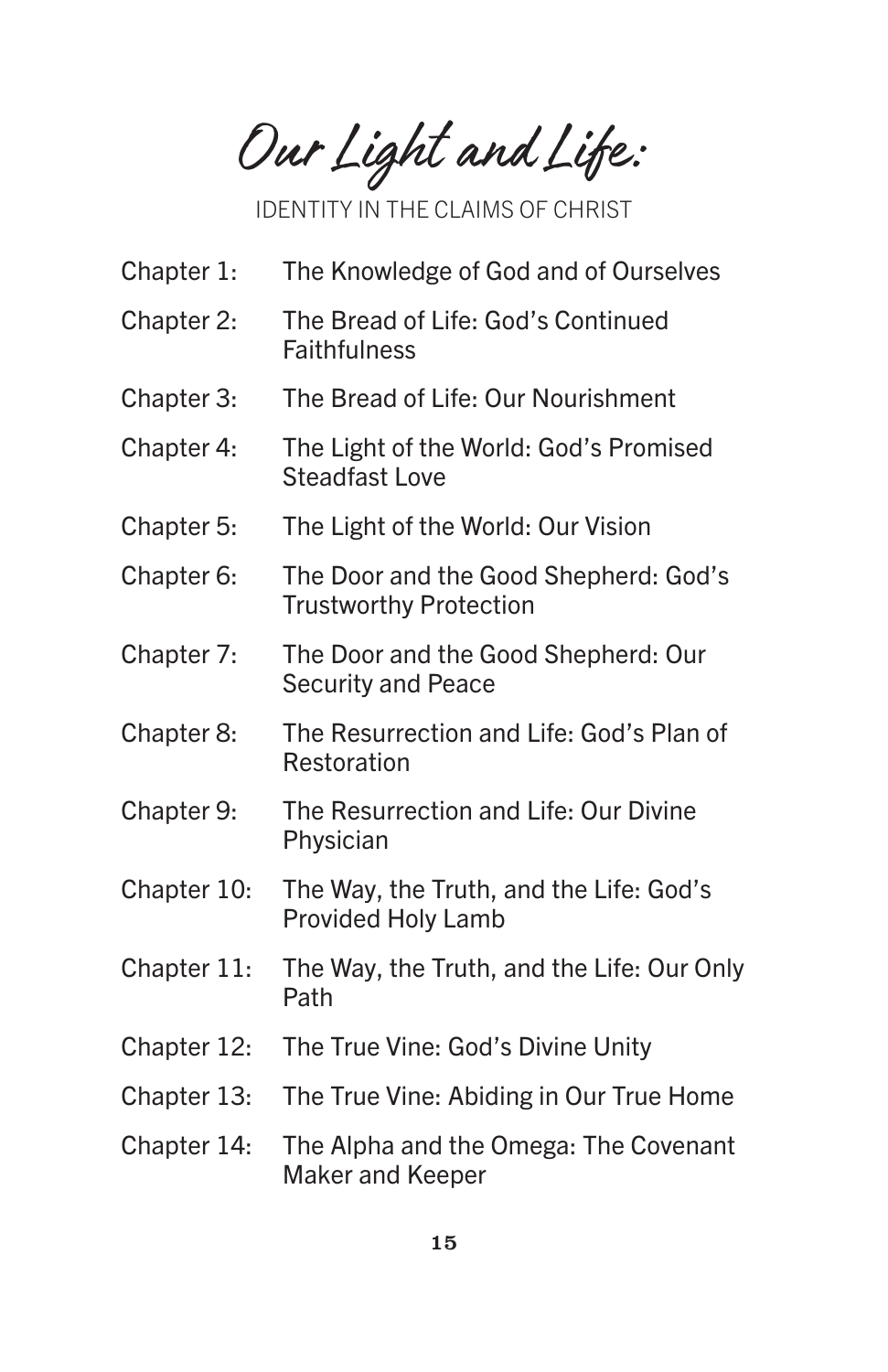# Our Light and Life:

## IDENTITY IN THE CLAIMS OF CHRIST

| | |
|---|---|
| Chapter 1: | The Knowledge of God and of Ourselves |
| Chapter 2: | The Bread of Life: God's Continued Faithfulness |
| Chapter 3: | The Bread of Life: Our Nourishment |
| Chapter 4: | The Light of the World: God's Promised Steadfast Love |
| Chapter 5: | The Light of the World: Our Vision |
| Chapter 6: | The Door and the Good Shepherd: God's Trustworthy Protection |
| Chapter 7: | The Door and the Good Shepherd: Our Security and Peace |
| Chapter 8: | The Resurrection and Life: God's Plan of Restoration |
| Chapter 9: | The Resurrection and Life: Our Divine Physician |
| Chapter 10: | The Way, the Truth, and the Life: God's Provided Holy Lamb |
| Chapter 11: | The Way, the Truth, and the Life: Our Only Path |
| Chapter 12: | The True Vine: God's Divine Unity |
| Chapter 13: | The True Vine: Abiding in Our True Home |
| Chapter 14: | The Alpha and the Omega: The Covenant Maker and Keeper |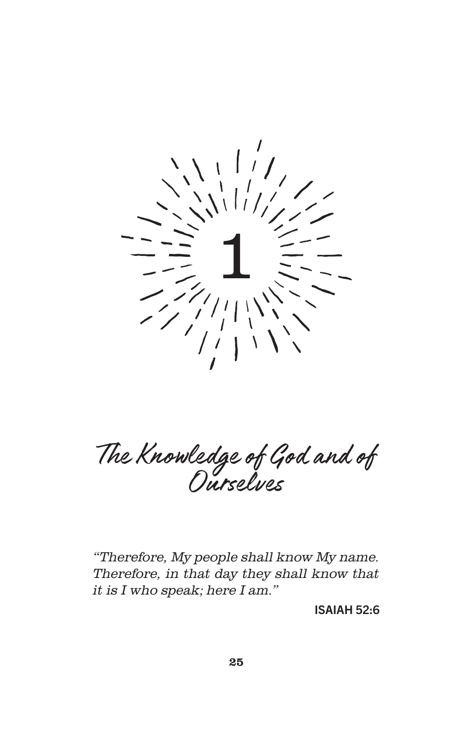# 1

# The Knowledge of God and of Ourselves

*"Therefore, My people shall know My name. Therefore, in that day they shall know that it is I who speak; here I am."*

ISAIAH 52:6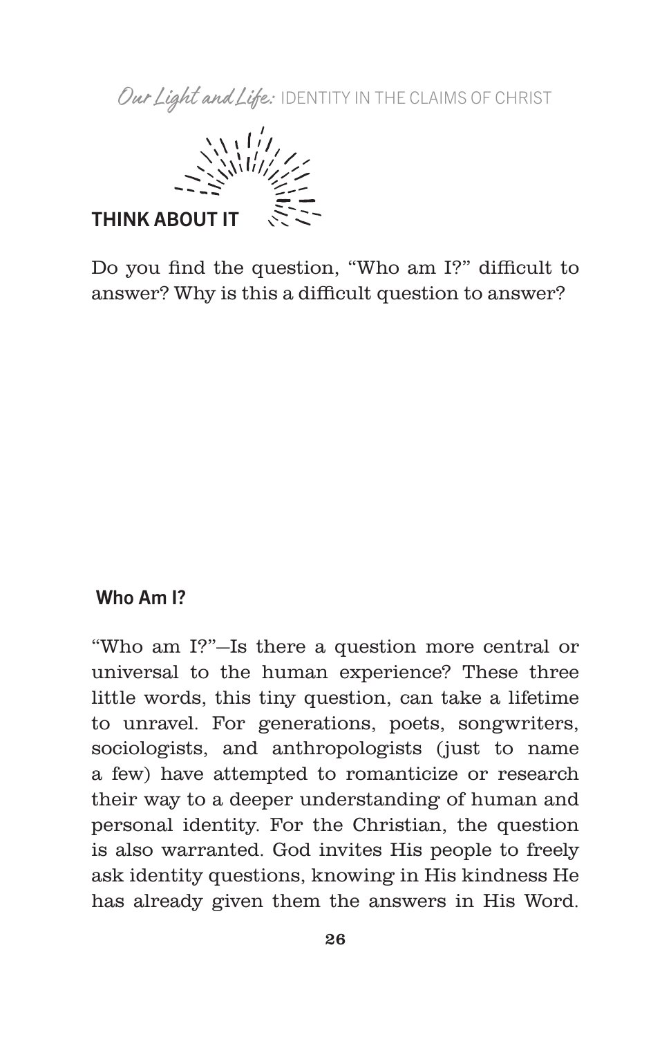## THINK ABOUT IT

Do you find the question, “Who am I?” difficult to answer? Why is this a difficult question to answer?

### Who Am I?

“Who am I?”—Is there a question more central or universal to the human experience? These three little words, this tiny question, can take a lifetime to unravel. For generations, poets, songwriters, sociologists, and anthropologists (just to name a few) have attempted to romanticize or research their way to a deeper understanding of human and personal identity. For the Christian, the question is also warranted. God invites His people to freely ask identity questions, knowing in His kindness He has already given them the answers in His Word.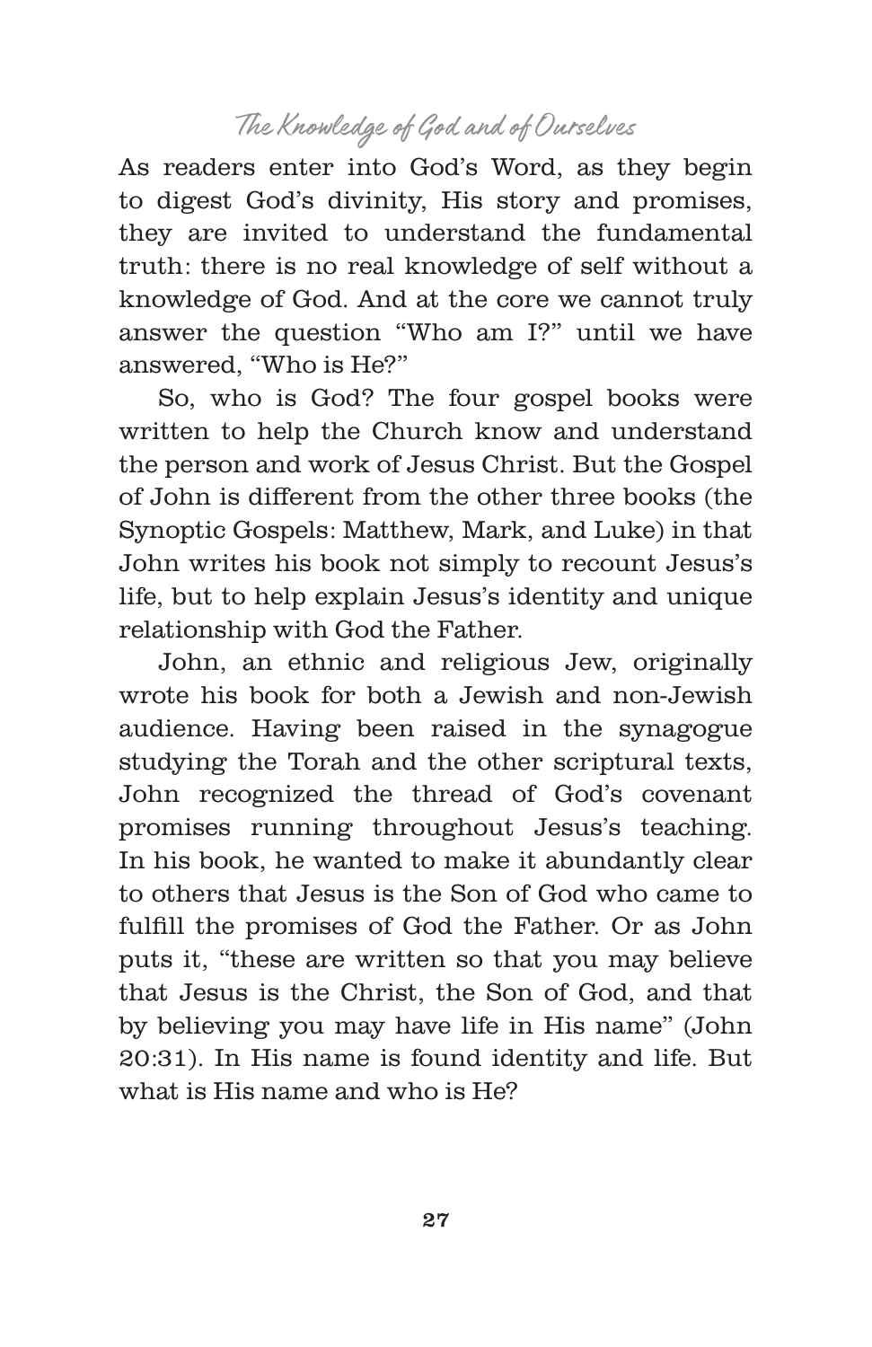As readers enter into God's Word, as they begin to digest God's divinity, His story and promises, they are invited to understand the fundamental truth: there is no real knowledge of self without a knowledge of God. And at the core we cannot truly answer the question "Who am I?" until we have answered, "Who is He?"

So, who is God? The four gospel books were written to help the Church know and understand the person and work of Jesus Christ. But the Gospel of John is different from the other three books (the Synoptic Gospels: Matthew, Mark, and Luke) in that John writes his book not simply to recount Jesus's life, but to help explain Jesus's identity and unique relationship with God the Father.

John, an ethnic and religious Jew, originally wrote his book for both a Jewish and non-Jewish audience. Having been raised in the synagogue studying the Torah and the other scriptural texts, John recognized the thread of God's covenant promises running throughout Jesus's teaching. In his book, he wanted to make it abundantly clear to others that Jesus is the Son of God who came to fulfill the promises of God the Father. Or as John puts it, "these are written so that you may believe that Jesus is the Christ, the Son of God, and that by believing you may have life in His name" (John 20:31). In His name is found identity and life. But what is His name and who is He?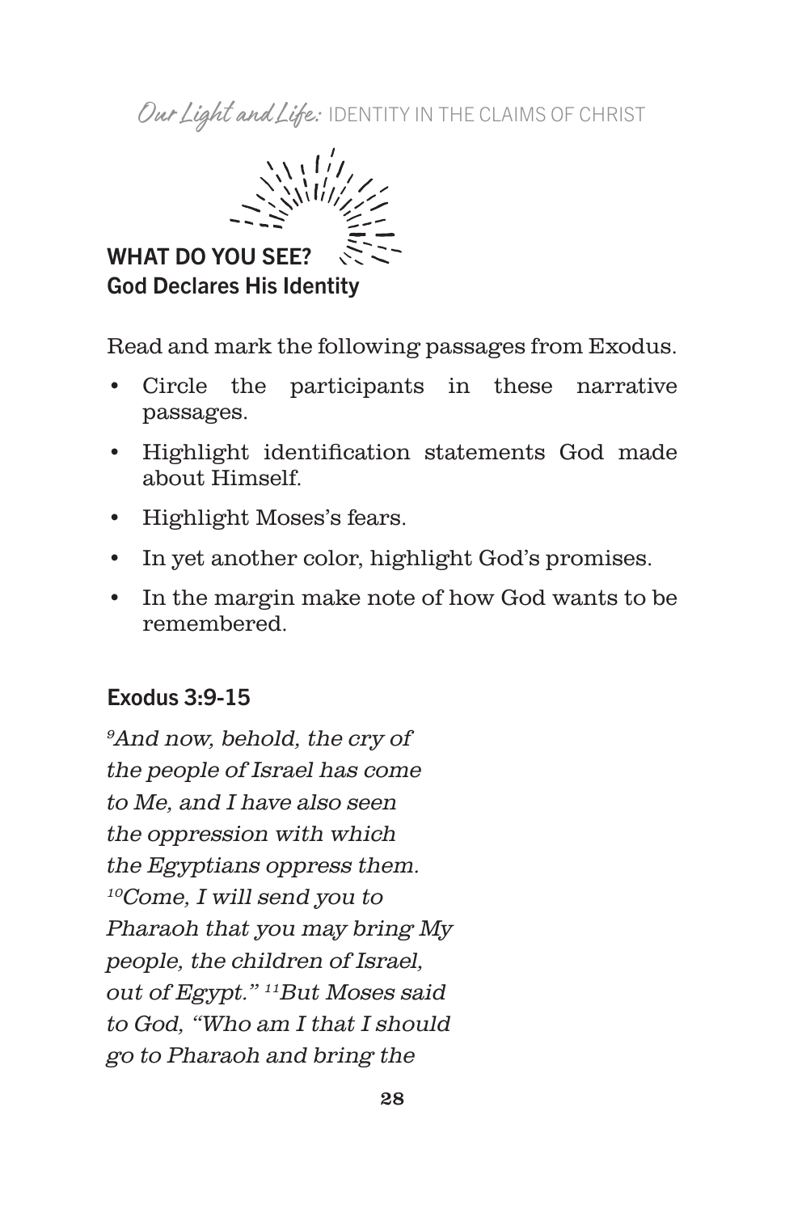## WHAT DO YOU SEE?

### God Declares His Identity

Read and mark the following passages from Exodus.

- Circle the participants in these narrative passages.
- Highlight identification statements God made about Himself.
- Highlight Moses's fears.
- In yet another color, highlight God's promises.
- In the margin make note of how God wants to be remembered.

### Exodus 3:9-15

*[9]And now, behold, the cry of the people of Israel has come to Me, and I have also seen the oppression with which the Egyptians oppress them. [10]Come, I will send you to Pharaoh that you may bring My people, the children of Israel, out of Egypt." [11]But Moses said to God, "Who am I that I should go to Pharaoh and bring the*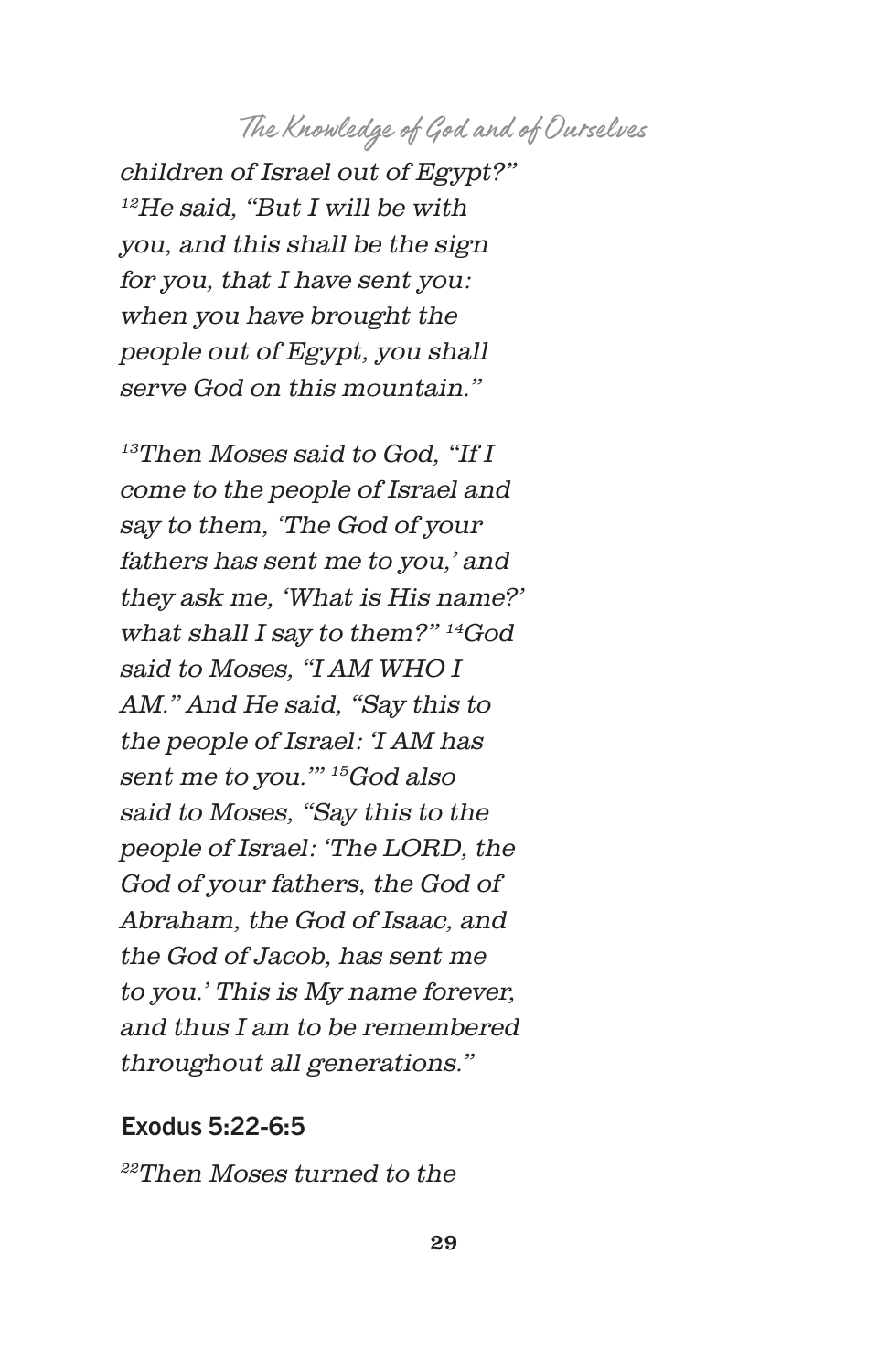*children of Israel out of Egypt?" [12]He said, "But I will be with you, and this shall be the sign for you, that I have sent you: when you have brought the people out of Egypt, you shall serve God on this mountain."*

*[13]Then Moses said to God, "If I come to the people of Israel and say to them, 'The God of your fathers has sent me to you,' and they ask me, 'What is His name?' what shall I say to them?" [14]God said to Moses, "I AM WHO I AM." And He said, "Say this to the people of Israel: 'I AM has sent me to you.'" [15]God also said to Moses, "Say this to the people of Israel: 'The LORD, the God of your fathers, the God of Abraham, the God of Isaac, and the God of Jacob, has sent me to you.' This is My name forever, and thus I am to be remembered throughout all generations."*

### Exodus 5:22-6:5

*[22]Then Moses turned to the*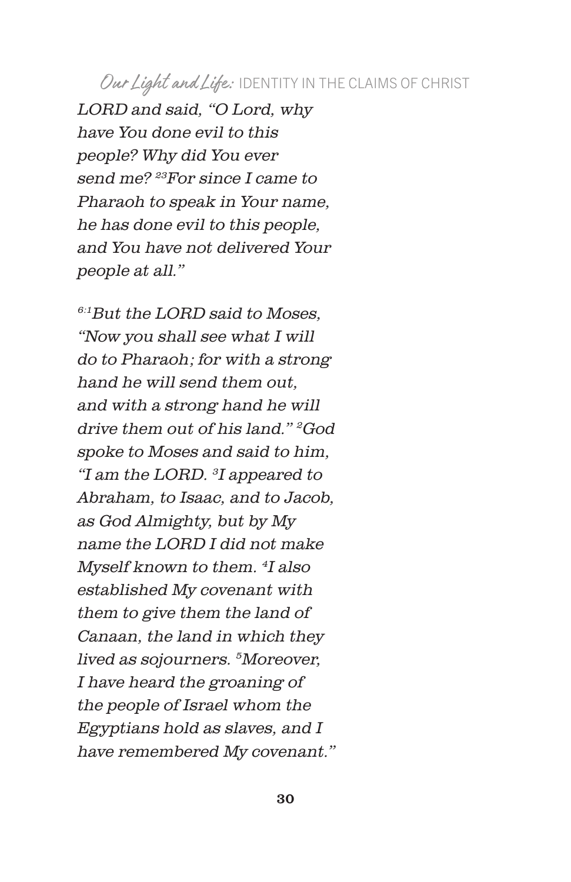*LORD and said, "O Lord, why have You done evil to this people? Why did You ever send me? [23]For since I came to Pharaoh to speak in Your name, he has done evil to this people, and You have not delivered Your people at all."*

*[6:1]But the LORD said to Moses, "Now you shall see what I will do to Pharaoh; for with a strong hand he will send them out, and with a strong hand he will drive them out of his land." [2]God spoke to Moses and said to him, "I am the LORD. [3]I appeared to Abraham, to Isaac, and to Jacob, as God Almighty, but by My name the LORD I did not make Myself known to them. [4]I also established My covenant with them to give them the land of Canaan, the land in which they lived as sojourners. [5]Moreover, I have heard the groaning of the people of Israel whom the Egyptians hold as slaves, and I have remembered My covenant."*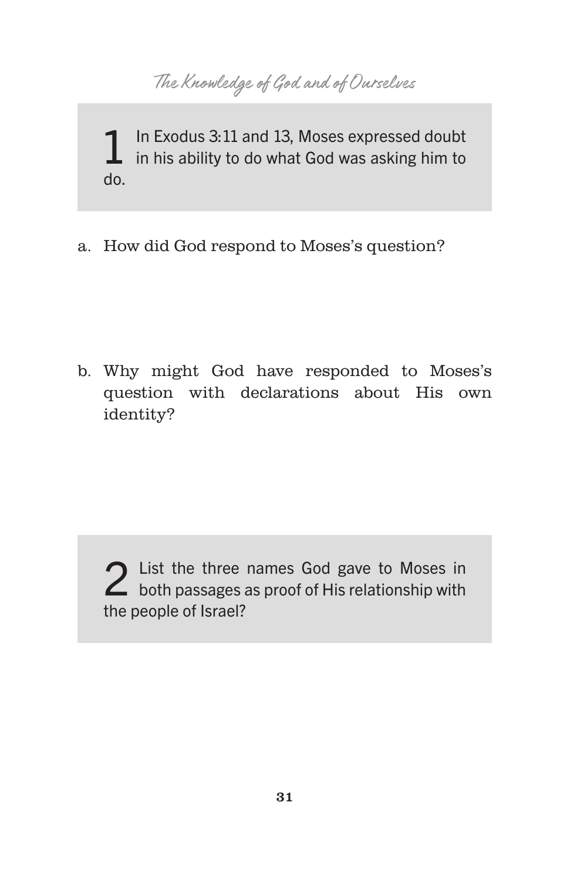**1** In Exodus 3:11 and 13, Moses expressed doubt in his ability to do what God was asking him to do.

a. How did God respond to Moses's question?

b. Why might God have responded to Moses's question with declarations about His own identity?

**2** List the three names God gave to Moses in both passages as proof of His relationship with the people of Israel?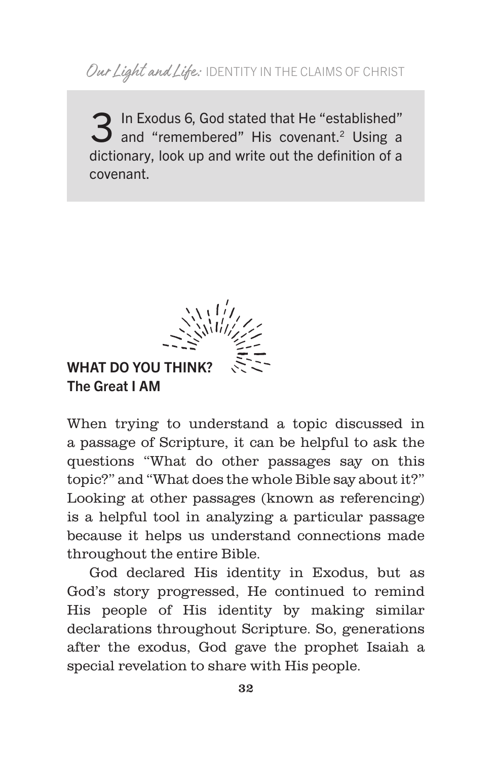3 In Exodus 6, God stated that He "established" and "remembered" His covenant.[2] Using a dictionary, look up and write out the definition of a covenant.

## WHAT DO YOU THINK?
### The Great I AM

When trying to understand a topic discussed in a passage of Scripture, it can be helpful to ask the questions "What do other passages say on this topic?" and "What does the whole Bible say about it?" Looking at other passages (known as referencing) is a helpful tool in analyzing a particular passage because it helps us understand connections made throughout the entire Bible.

God declared His identity in Exodus, but as God's story progressed, He continued to remind His people of His identity by making similar declarations throughout Scripture. So, generations after the exodus, God gave the prophet Isaiah a special revelation to share with His people.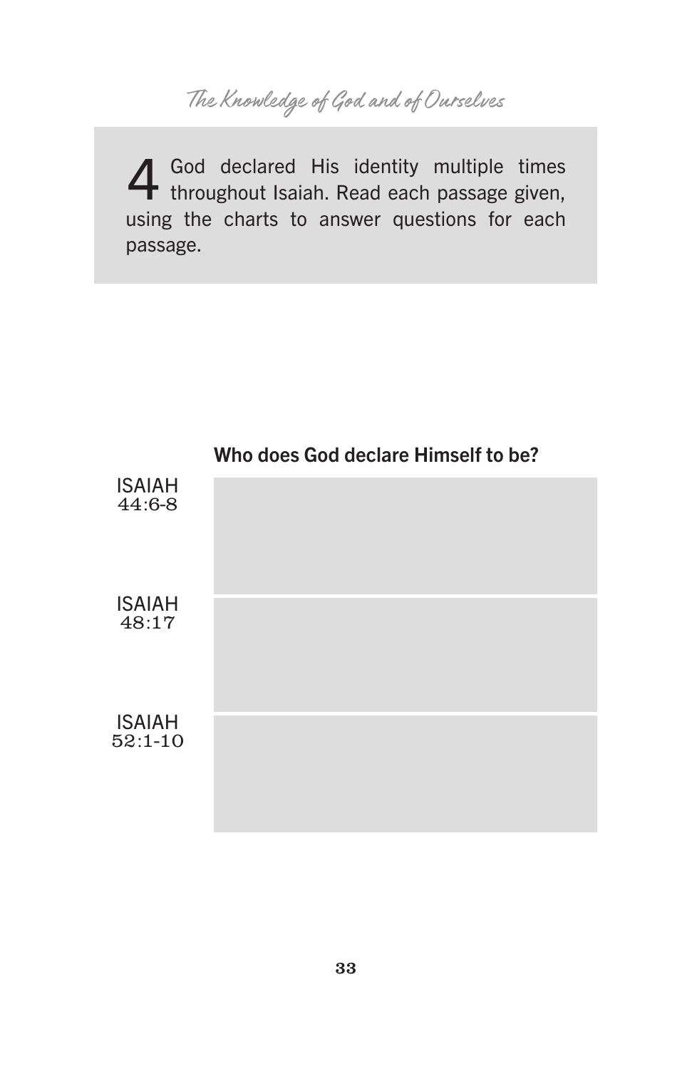4 God declared His identity multiple times throughout Isaiah. Read each passage given, using the charts to answer questions for each passage.

| | Who does God declare Himself to be? |
|---|---|
| ISAIAH 44:6-8 | |
| ISAIAH 48:17 | |
| ISAIAH 52:1-10 | |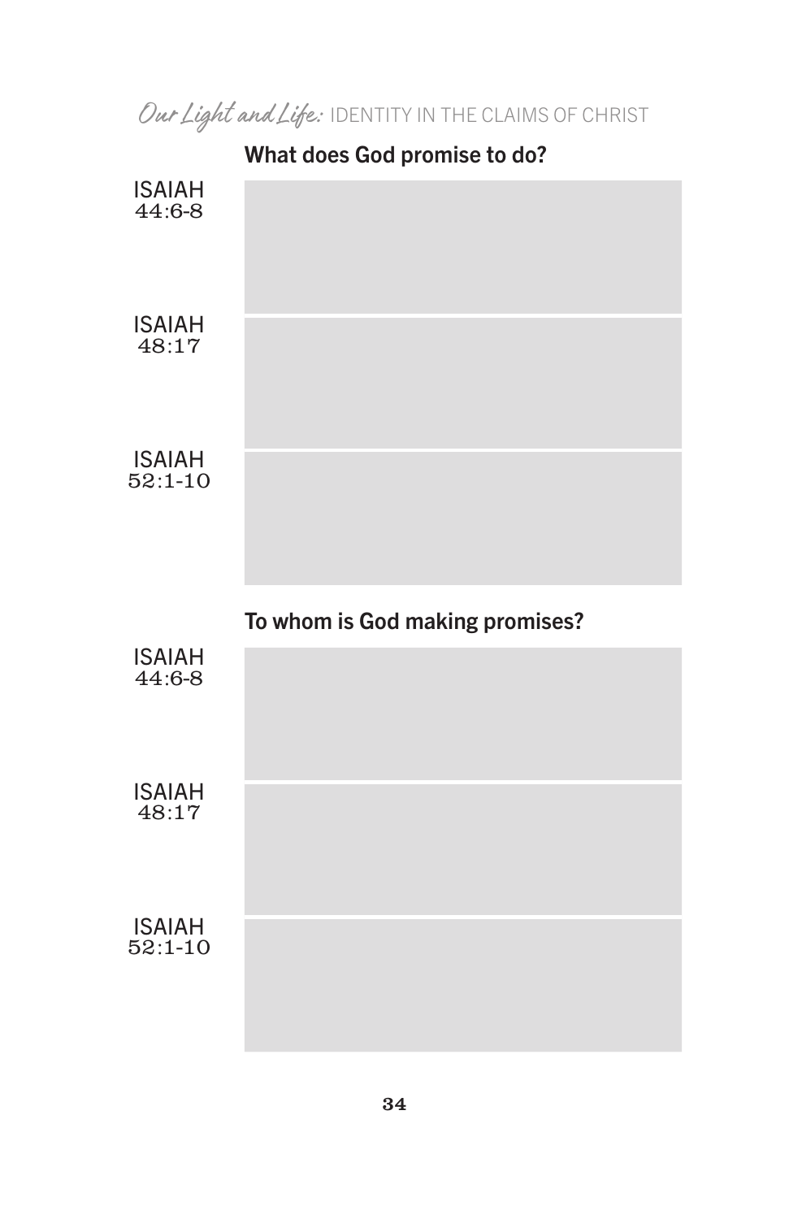## What does God promise to do?

| | |
|---|---|
| ISAIAH 44:6-8 | |
| ISAIAH 48:17 | |
| ISAIAH 52:1-10 | |

## To whom is God making promises?

| | |
|---|---|
| ISAIAH 44:6-8 | |
| ISAIAH 48:17 | |
| ISAIAH 52:1-10 | |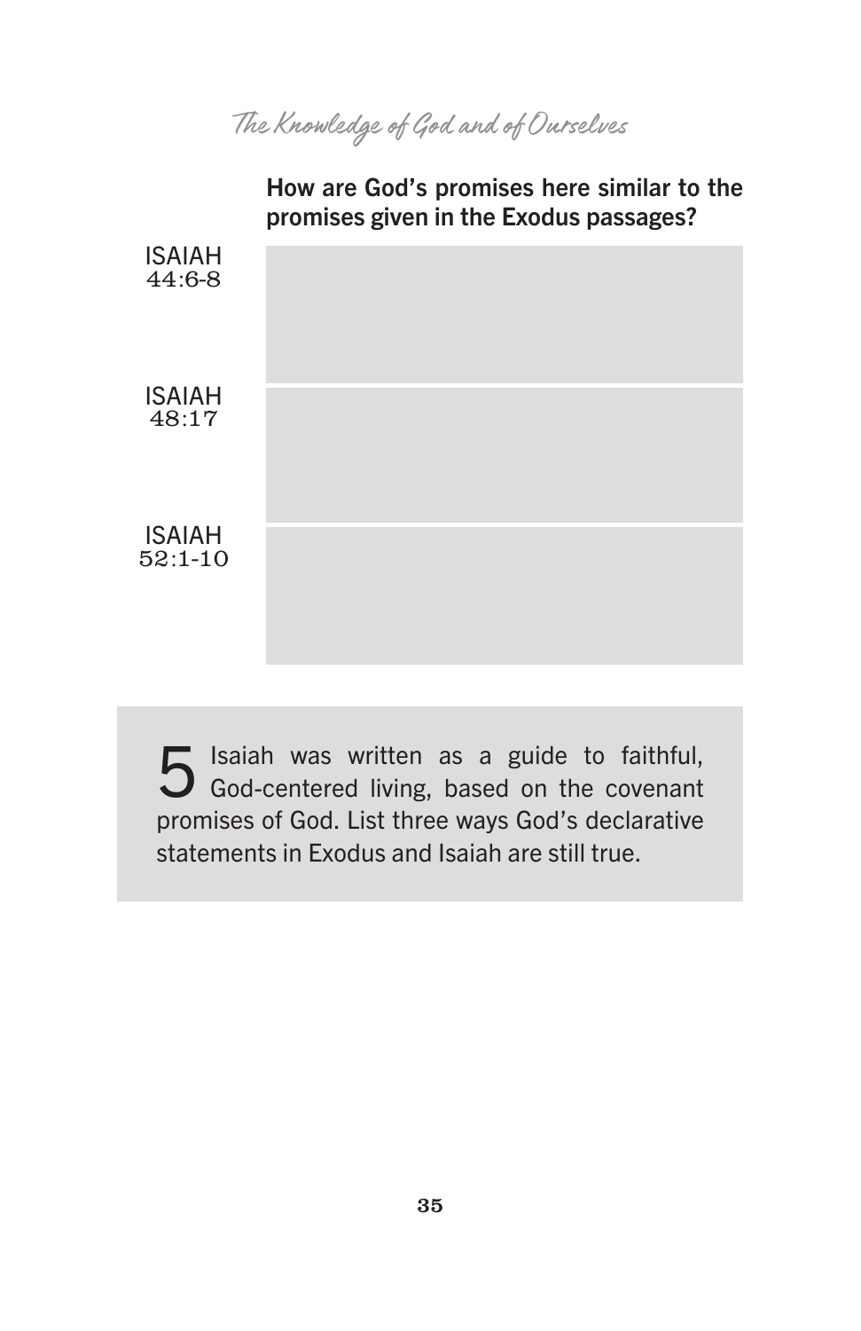**How are God's promises here similar to the promises given in the Exodus passages?**

| | |
|---|---|
| ISAIAH 44:6-8 | |
| ISAIAH 48:17 | |
| ISAIAH 52:1-10 | |

**5** Isaiah was written as a guide to faithful, God-centered living, based on the covenant promises of God. List three ways God's declarative statements in Exodus and Isaiah are still true.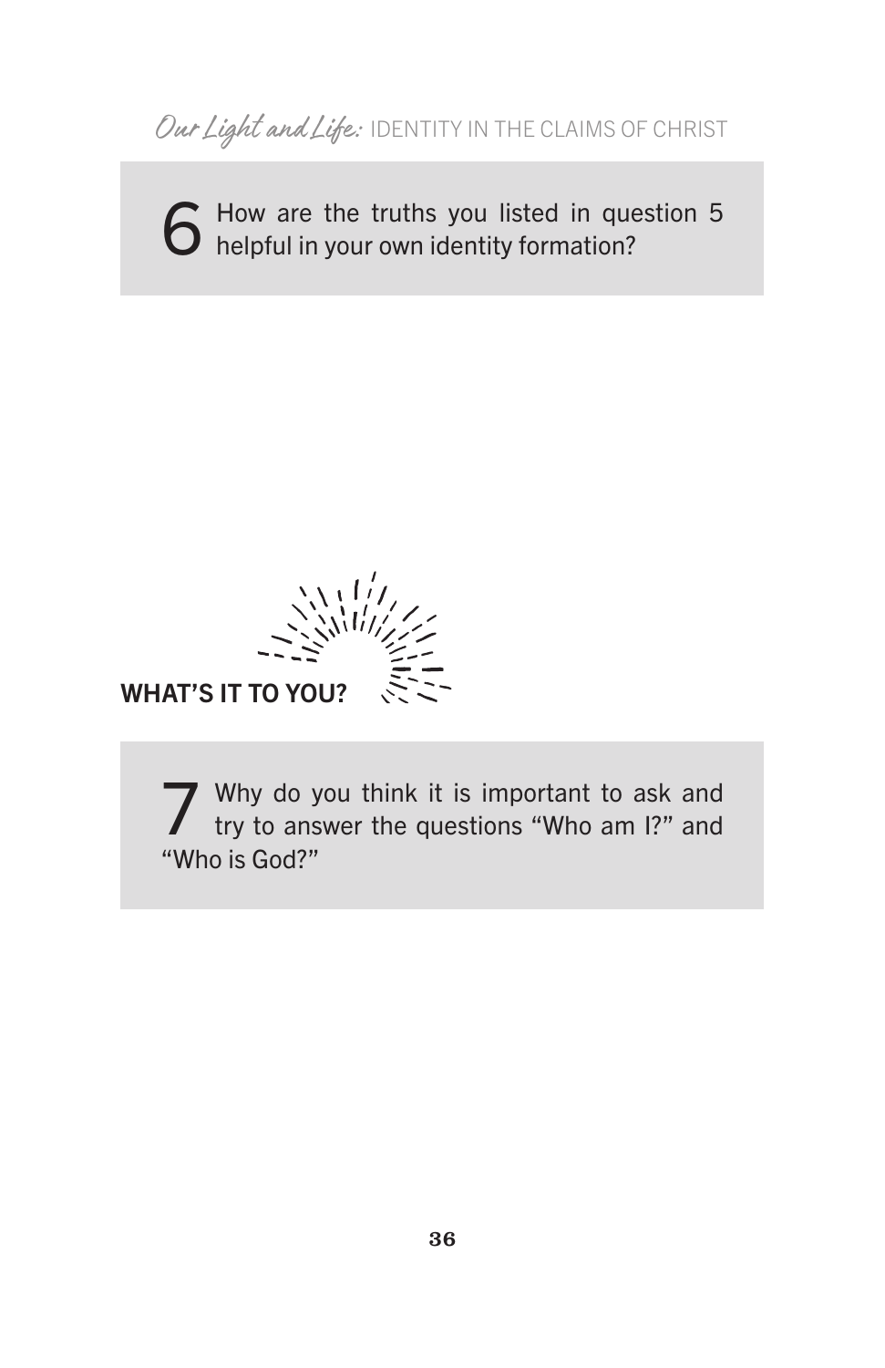**6** How are the truths you listed in question 5 helpful in your own identity formation?

## WHAT'S IT TO YOU?

**7** Why do you think it is important to ask and try to answer the questions "Who am I?" and "Who is God?"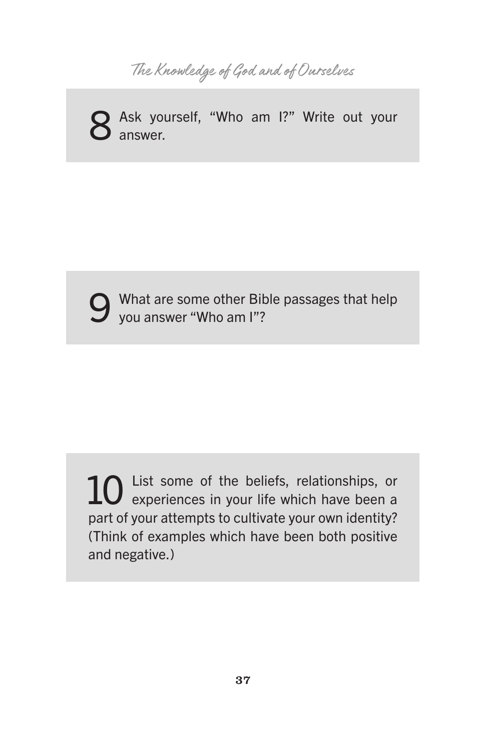8 Ask yourself, "Who am I?" Write out your answer.

9 What are some other Bible passages that help you answer "Who am I"?

10 List some of the beliefs, relationships, or experiences in your life which have been a part of your attempts to cultivate your own identity? (Think of examples which have been both positive and negative.)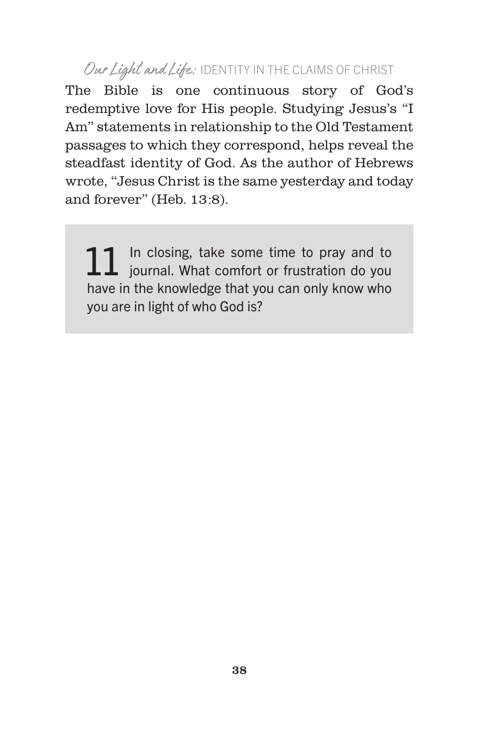The Bible is one continuous story of God's redemptive love for His people. Studying Jesus's "I Am" statements in relationship to the Old Testament passages to which they correspond, helps reveal the steadfast identity of God. As the author of Hebrews wrote, "Jesus Christ is the same yesterday and today and forever" (Heb. 13:8).

**11** In closing, take some time to pray and to journal. What comfort or frustration do you have in the knowledge that you can only know who you are in light of who God is?